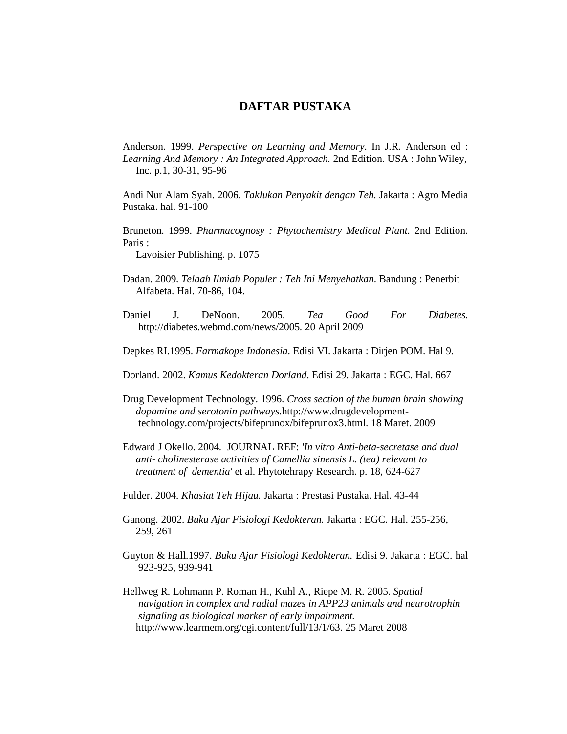# DAFTAR PUSTAKA

Anderson. 1999. *Perspective on Learning and Memory*. In J.R. Anderson ed : *Learning And Memory : An Integrated Approach.* 2nd Edition. USA : John Wiley, Inc. p.1, 30-31, 95-96

Andi Nur Alam Syah. 2006. *Taklukan Penyakit dengan Teh.* Jakarta : Agro Media Pustaka. hal. 91-100

Bruneton. 1999. *Pharmacognosy : Phytochemistry Medical Plant.* 2nd Edition. Paris : Lavoisier Publishing. p. 1075

Dadan. 2009. *Telaah Ilmiah Populer : Teh Ini Menyehatkan*. Bandung : Penerbit Alfabeta. Hal. 70-86, 104.

Daniel J. DeNoon. 2005. *Tea Good For Diabetes.* http://diabetes.webmd.com/news/2005. 20 April 2009

Depkes RI.1995. *Farmakope Indonesia*. Edisi VI. Jakarta : Dirjen POM. Hal 9.

Dorland. 2002. *Kamus Kedokteran Dorland*. Edisi 29. Jakarta : EGC. Hal. 667

Drug Development Technology. 1996. *Cross section of the human brain showing dopamine and serotonin pathways.*http://www.drugdevelopment-technology.com/projects/bifeprunox/bifeprunox3.html. 18 Maret. 2009

Edward J Okello. 2004. JOURNAL REF: *'In vitro Anti-beta-secretase and dual anti- cholinesterase activities of Camellia sinensis L. (tea) relevant to treatment of dementia'* et al. Phytotehrapy Research. p. 18, 624-627

Fulder. 2004. *Khasiat Teh Hijau.* Jakarta : Prestasi Pustaka. Hal. 43-44

Ganong. 2002. *Buku Ajar Fisiologi Kedokteran.* Jakarta : EGC. Hal. 255-256, 259, 261

Guyton & Hall.1997. *Buku Ajar Fisiologi Kedokteran.* Edisi 9. Jakarta : EGC. hal 923-925, 939-941

Hellweg R. Lohmann P. Roman H., Kuhl A., Riepe M. R. 2005. *Spatial navigation in complex and radial mazes in APP23 animals and neurotrophin signaling as biological marker of early impairment.* http://www.learmem.org/cgi.content/full/13/1/63. 25 Maret 2008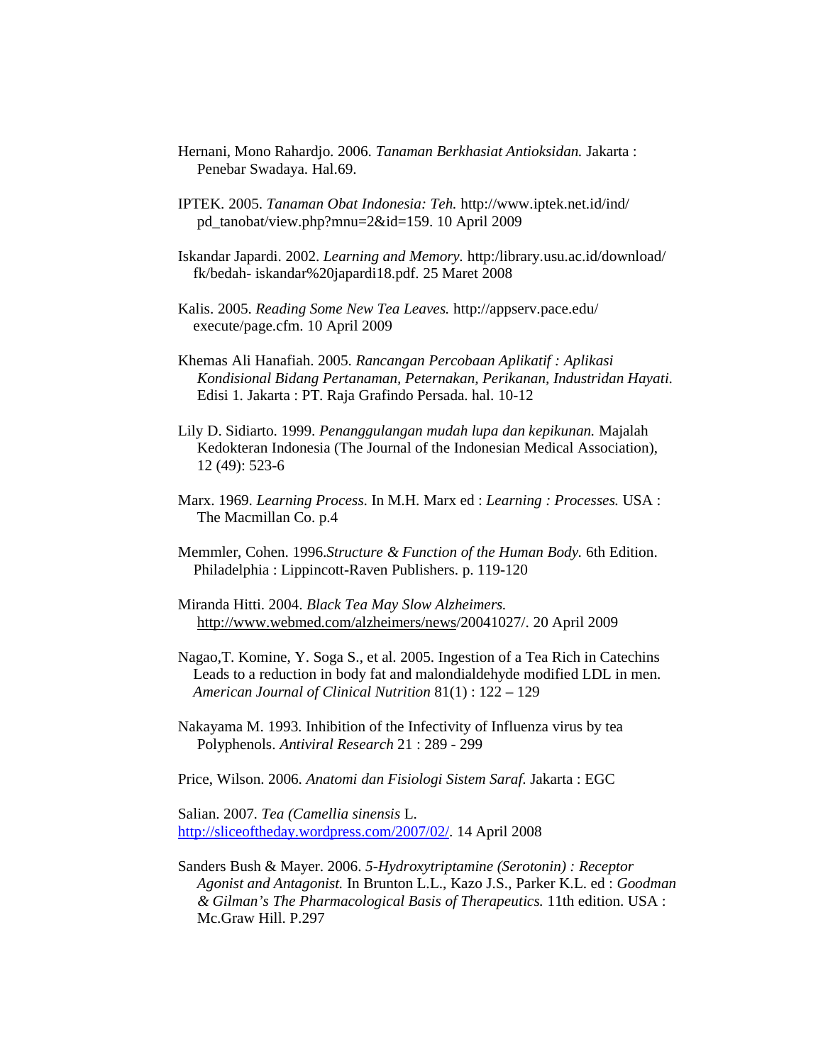Hernani, Mono Rahardjo. 2006. *Tanaman Berkhasiat Antioksidan.* Jakarta : Penebar Swadaya. Hal.69.

IPTEK. 2005. *Tanaman Obat Indonesia: Teh.* http://www.iptek.net.id/ind/pd_tanobat/view.php?mnu=2&id=159. 10 April 2009

Iskandar Japardi. 2002. *Learning and Memory.* http:/library.usu.ac.id/download/fk/bedah- iskandar%20japardi18.pdf. 25 Maret 2008

Kalis. 2005. *Reading Some New Tea Leaves.* http://appserv.pace.edu/execute/page.cfm. 10 April 2009

Khemas Ali Hanafiah. 2005. *Rancangan Percobaan Aplikatif : Aplikasi Kondisional Bidang Pertanaman, Peternakan, Perikanan, Industridan Hayati.* Edisi 1. Jakarta : PT. Raja Grafindo Persada. hal. 10-12

Lily D. Sidiarto. 1999. *Penanggulangan mudah lupa dan kepikunan.* Majalah Kedokteran Indonesia (The Journal of the Indonesian Medical Association), 12 (49): 523-6

Marx. 1969. *Learning Process*. In M.H. Marx ed : *Learning : Processes.* USA : The Macmillan Co. p.4

Memmler, Cohen. 1996.*Structure & Function of the Human Body.* 6th Edition. Philadelphia : Lippincott-Raven Publishers. p. 119-120

Miranda Hitti. 2004. *Black Tea May Slow Alzheimers.* http://www.webmed.com/alzheimers/news/20041027/. 20 April 2009

Nagao,T. Komine, Y. Soga S., et al. 2005. Ingestion of a Tea Rich in Catechins Leads to a reduction in body fat and malondialdehyde modified LDL in men. *American Journal of Clinical Nutrition* 81(1) : 122 – 129

Nakayama M. 1993. Inhibition of the Infectivity of Influenza virus by tea Polyphenols. *Antiviral Research* 21 : 289 - 299

Price, Wilson. 2006. *Anatomi dan Fisiologi Sistem Saraf.* Jakarta : EGC

Salian. 2007. *Tea (Camellia sinensis* L. http://sliceoftheday.wordpress.com/2007/02/. 14 April 2008

Sanders Bush & Mayer. 2006. *5-Hydroxytriptamine (Serotonin) : Receptor Agonist and Antagonist.* In Brunton L.L., Kazo J.S., Parker K.L. ed : *Goodman & Gilman's The Pharmacological Basis of Therapeutics.* 11th edition. USA : Mc.Graw Hill. P.297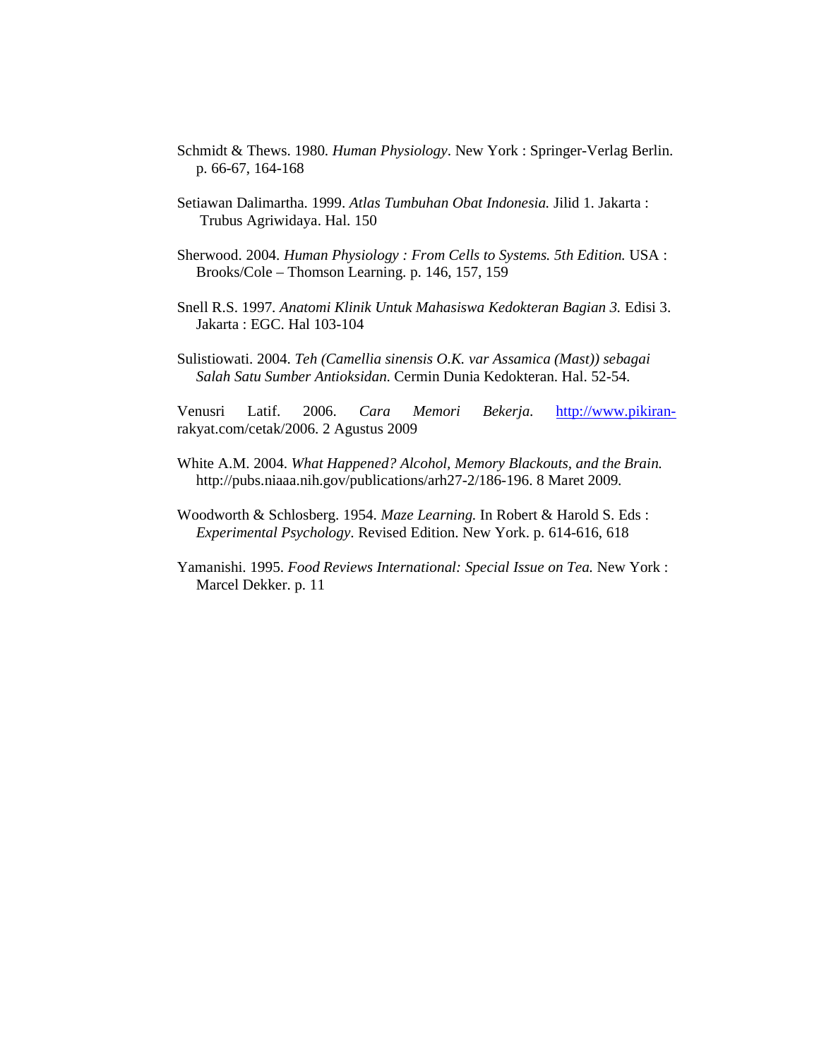Schmidt & Thews. 1980. *Human Physiology*. New York : Springer-Verlag Berlin. p. 66-67, 164-168

Setiawan Dalimartha. 1999. *Atlas Tumbuhan Obat Indonesia.* Jilid 1. Jakarta : Trubus Agriwidaya. Hal. 150

Sherwood. 2004. *Human Physiology : From Cells to Systems. 5th Edition.* USA : Brooks/Cole – Thomson Learning. p. 146, 157, 159

Snell R.S. 1997. *Anatomi Klinik Untuk Mahasiswa Kedokteran Bagian 3.* Edisi 3. Jakarta : EGC. Hal 103-104

Sulistiowati. 2004. *Teh (Camellia sinensis O.K. var Assamica (Mast)) sebagai Salah Satu Sumber Antioksidan.* Cermin Dunia Kedokteran. Hal. 52-54.

Venusri Latif. 2006. *Cara Memori Bekerja.* http://www.pikiran-rakyat.com/cetak/2006. 2 Agustus 2009

White A.M. 2004. *What Happened? Alcohol, Memory Blackouts, and the Brain.* http://pubs.niaaa.nih.gov/publications/arh27-2/186-196. 8 Maret 2009.

Woodworth & Schlosberg. 1954. *Maze Learning.* In Robert & Harold S. Eds : *Experimental Psychology*. Revised Edition. New York. p. 614-616, 618

Yamanishi. 1995. *Food Reviews International: Special Issue on Tea.* New York : Marcel Dekker. p. 11